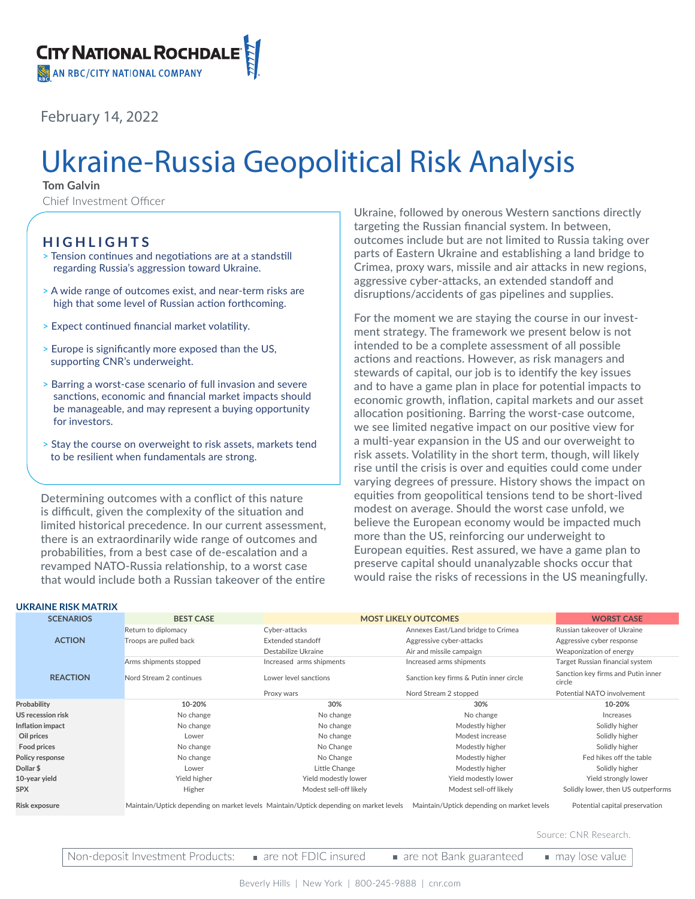February 14, 2022

# Ukraine-Russia Geopolitical Risk Analysis

**Tom Galvin**
Chief Investment Officer

## HIGHLIGHTS

> Tension continues and negotiations are at a standstill regarding Russia's aggression toward Ukraine.

> A wide range of outcomes exist, and near-term risks are high that some level of Russian action forthcoming.

> Expect continued financial market volatility.

> Europe is significantly more exposed than the US, supporting CNR's underweight.

> Barring a worst-case scenario of full invasion and severe sanctions, economic and financial market impacts should be manageable, and may represent a buying opportunity for investors.

> Stay the course on overweight to risk assets, markets tend to be resilient when fundamentals are strong.

Determining outcomes with a conflict of this nature is difficult, given the complexity of the situation and limited historical precedence. In our current assessment, there is an extraordinarily wide range of outcomes and probabilities, from a best case of de-escalation and a revamped NATO-Russia relationship, to a worst case that would include both a Russian takeover of the entire Ukraine, followed by onerous Western sanctions directly targeting the Russian financial system. In between, outcomes include but are not limited to Russia taking over parts of Eastern Ukraine and establishing a land bridge to Crimea, proxy wars, missile and air attacks in new regions, aggressive cyber-attacks, an extended standoff and disruptions/accidents of gas pipelines and supplies.

For the moment we are staying the course in our investment strategy. The framework we present below is not intended to be a complete assessment of all possible actions and reactions. However, as risk managers and stewards of capital, our job is to identify the key issues and to have a game plan in place for potential impacts to economic growth, inflation, capital markets and our asset allocation positioning. Barring the worst-case outcome, we see limited negative impact on our positive view for a multi-year expansion in the US and our overweight to risk assets. Volatility in the short term, though, will likely rise until the crisis is over and equities could come under varying degrees of pressure. History shows the impact on equities from geopolitical tensions tend to be short-lived modest on average. Should the worst case unfold, we believe the European economy would be impacted much more than the US, reinforcing our underweight to European equities. Rest assured, we have a game plan to preserve capital should unanalyzable shocks occur that would raise the risks of recessions in the US meaningfully.

**UKRAINE RISK MATRIX**

| SCENARIOS | BEST CASE | MOST LIKELY OUTCOMES | | WORST CASE |
|---|---|---|---|---|
| ACTION | Return to diplomacy | Cyber-attacks | Annexes East/Land bridge to Crimea | Russian takeover of Ukraine |
| | Troops are pulled back | Extended standoff | Aggressive cyber-attacks | Aggressive cyber response |
| | | Destabilize Ukraine | Air and missile campaign | Weaponization of energy |
| REACTION | Arms shipments stopped | Increased arms shipments | Increased arms shipments | Target Russian financial system |
| | Nord Stream 2 continues | Lower level sanctions | Sanction key firms & Putin inner circle | Sanction key firms and Putin inner circle |
| | | Proxy wars | Nord Stream 2 stopped | Potential NATO involvement |
| **Probability** | 10-20% | 30% | 30% | 10-20% |
| **US recession risk** | No change | No change | No change | Increases |
| **Inflation impact** | No change | No change | Modestly higher | Solidly higher |
| **Oil prices** | Lower | No change | Modest increase | Solidly higher |
| **Food prices** | No change | No Change | Modestly higher | Solidly higher |
| **Policy response** | No change | No Change | Modestly higher | Fed hikes off the table |
| **Dollar $** | Lower | Little Change | Modestly higher | Solidly higher |
| **10-year yield** | Yield higher | Yield modestly lower | Yield modestly lower | Yield strongly lower |
| **SPX** | Higher | Modest sell-off likely | Modest sell-off likely | Solidly lower, then US outperforms |
| **Risk exposure** | Maintain/Uptick depending on market levels | Maintain/Uptick depending on market levels | Maintain/Uptick depending on market levels | Potential capital preservation |

Source: CNR Research.

Non-deposit Investment Products: ▪ are not FDIC insured ▪ are not Bank guaranteed ▪ may lose value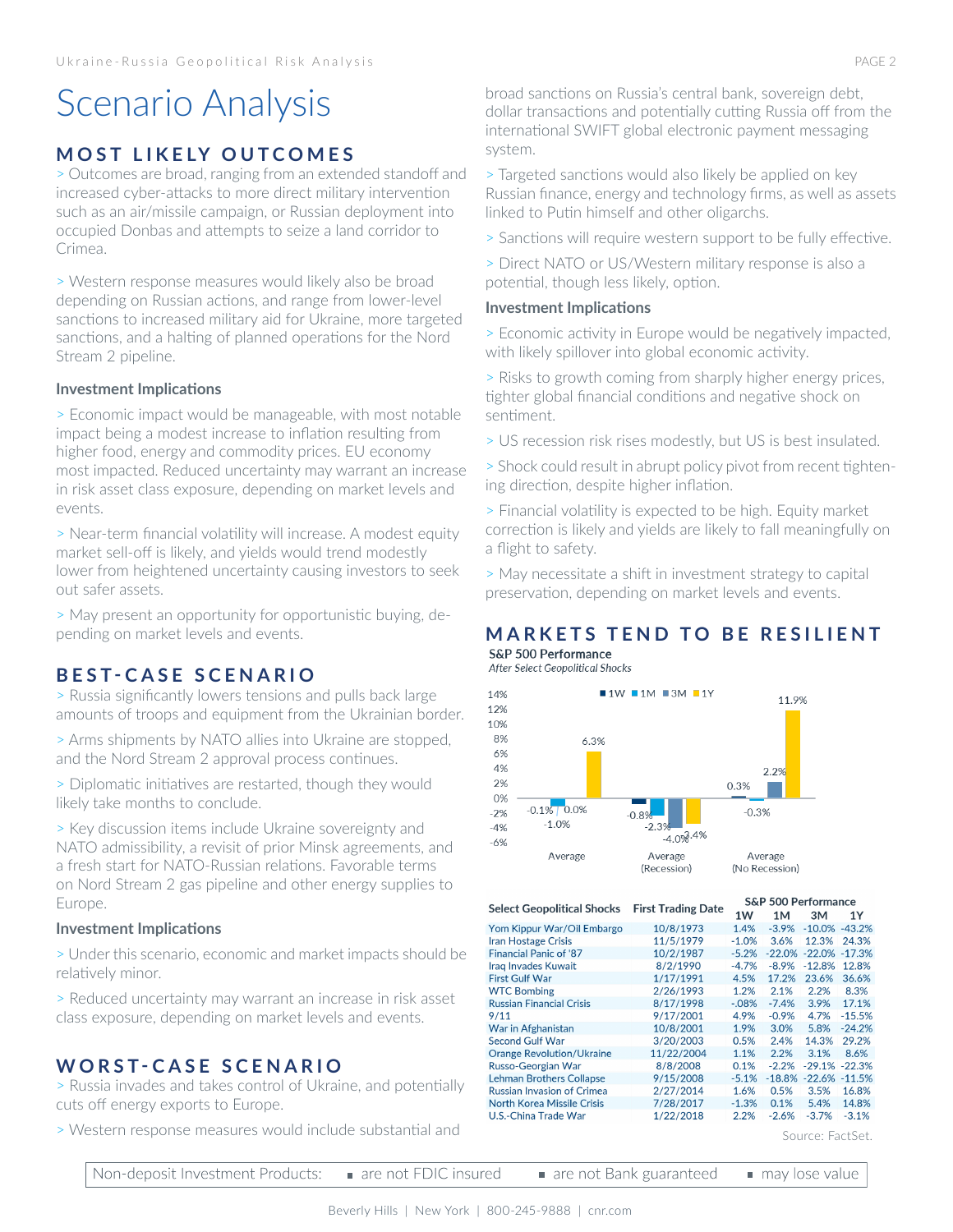# Scenario Analysis

## MOST LIKELY OUTCOMES

> Outcomes are broad, ranging from an extended standoff and increased cyber-attacks to more direct military intervention such as an air/missile campaign, or Russian deployment into occupied Donbas and attempts to seize a land corridor to Crimea.

> Western response measures would likely also be broad depending on Russian actions, and range from lower-level sanctions to increased military aid for Ukraine, more targeted sanctions, and a halting of planned operations for the Nord Stream 2 pipeline.

### Investment Implications

> Economic impact would be manageable, with most notable impact being a modest increase to inflation resulting from higher food, energy and commodity prices. EU economy most impacted. Reduced uncertainty may warrant an increase in risk asset class exposure, depending on market levels and events.

> Near-term financial volatility will increase. A modest equity market sell-off is likely, and yields would trend modestly lower from heightened uncertainty causing investors to seek out safer assets.

> May present an opportunity for opportunistic buying, depending on market levels and events.

## BEST-CASE SCENARIO

> Russia significantly lowers tensions and pulls back large amounts of troops and equipment from the Ukrainian border.

> Arms shipments by NATO allies into Ukraine are stopped, and the Nord Stream 2 approval process continues.

> Diplomatic initiatives are restarted, though they would likely take months to conclude.

> Key discussion items include Ukraine sovereignty and NATO admissibility, a revisit of prior Minsk agreements, and a fresh start for NATO-Russian relations. Favorable terms on Nord Stream 2 gas pipeline and other energy supplies to Europe.

### Investment Implications

> Under this scenario, economic and market impacts should be relatively minor.

> Reduced uncertainty may warrant an increase in risk asset class exposure, depending on market levels and events.

## WORST-CASE SCENARIO

> Russia invades and takes control of Ukraine, and potentially cuts off energy exports to Europe.

> Western response measures would include substantial and broad sanctions on Russia's central bank, sovereign debt, dollar transactions and potentially cutting Russia off from the international SWIFT global electronic payment messaging system.

> Targeted sanctions would also likely be applied on key Russian finance, energy and technology firms, as well as assets linked to Putin himself and other oligarchs.

> Sanctions will require western support to be fully effective.

> Direct NATO or US/Western military response is also a potential, though less likely, option.

### Investment Implications

> Economic activity in Europe would be negatively impacted, with likely spillover into global economic activity.

> Risks to growth coming from sharply higher energy prices, tighter global financial conditions and negative shock on sentiment.

> US recession risk rises modestly, but US is best insulated.

> Shock could result in abrupt policy pivot from recent tightening direction, despite higher inflation.

> Financial volatility is expected to be high. Equity market correction is likely and yields are likely to fall meaningfully on a flight to safety.

> May necessitate a shift in investment strategy to capital preservation, depending on market levels and events.

## MARKETS TEND TO BE RESILIENT

**S&P 500 Performance**

*After Select Geopolitical Shocks*

| | 1W | 1M | 3M | 1Y |
|---|---|---|---|---|
| Average | -0.1% | -1.0% | 0.0% | 6.3% |
| Average (Recession) | -0.8% | -2.3% | -4.0% | -2.4% |
| Average (No Recession) | 0.3% | -0.3% | 2.2% | 11.9% |

| Select Geopolitical Shocks | First Trading Date | S&P 500 Performance 1W | 1M | 3M | 1Y |
|---|---|---|---|---|---|
| Yom Kippur War/Oil Embargo | 10/8/1973 | 1.4% | -3.9% | -10.0% | -43.2% |
| Iran Hostage Crisis | 11/5/1979 | -1.0% | 3.6% | 12.3% | 24.3% |
| Financial Panic of '87 | 10/2/1987 | -5.2% | -22.0% | -22.0% | -17.3% |
| Iraq Invades Kuwait | 8/2/1990 | -4.7% | -8.9% | -12.8% | 12.8% |
| First Gulf War | 1/17/1991 | 4.5% | 17.2% | 23.6% | 36.6% |
| WTC Bombing | 2/26/1993 | 1.2% | 2.1% | 2.2% | 8.3% |
| Russian Financial Crisis | 8/17/1998 | -.08% | -7.4% | 3.9% | 17.1% |
| 9/11 | 9/17/2001 | 4.9% | -0.9% | 4.7% | -15.5% |
| War in Afghanistan | 10/8/2001 | 1.9% | 3.0% | 5.8% | -24.2% |
| Second Gulf War | 3/20/2003 | 0.5% | 2.4% | 14.3% | 29.2% |
| Orange Revolution/Ukraine | 11/22/2004 | 1.1% | 2.2% | 3.1% | 8.6% |
| Russo-Georgian War | 8/8/2008 | 0.1% | -2.2% | -29.1% | -22.3% |
| Lehman Brothers Collapse | 9/15/2008 | -5.1% | -18.8% | -22.6% | -11.5% |
| Russian Invasion of Crimea | 2/27/2014 | 1.6% | 0.5% | 3.5% | 16.8% |
| North Korea Missile Crisis | 7/28/2017 | -1.3% | 0.1% | 5.4% | 14.8% |
| U.S.-China Trade War | 1/22/2018 | 2.2% | -2.6% | -3.7% | -3.1% |

Source: FactSet.

Non-deposit Investment Products: ▪ are not FDIC insured ▪ are not Bank guaranteed ▪ may lose value

Beverly Hills | New York | 800-245-9888 | cnr.com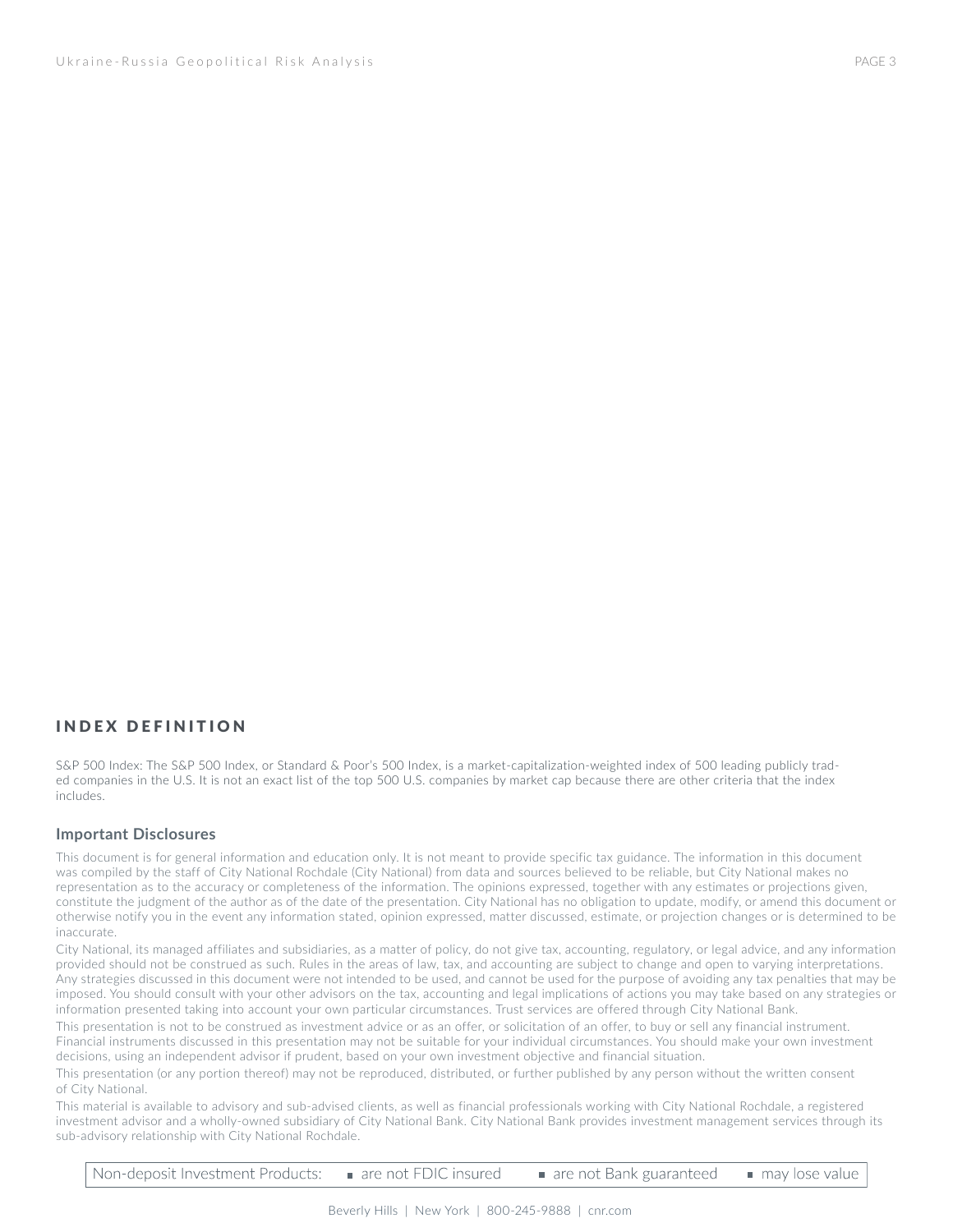## INDEX DEFINITION

S&P 500 Index: The S&P 500 Index, or Standard & Poor's 500 Index, is a market-capitalization-weighted index of 500 leading publicly traded companies in the U.S. It is not an exact list of the top 500 U.S. companies by market cap because there are other criteria that the index includes.

### Important Disclosures

This document is for general information and education only. It is not meant to provide specific tax guidance. The information in this document was compiled by the staff of City National Rochdale (City National) from data and sources believed to be reliable, but City National makes no representation as to the accuracy or completeness of the information. The opinions expressed, together with any estimates or projections given, constitute the judgment of the author as of the date of the presentation. City National has no obligation to update, modify, or amend this document or otherwise notify you in the event any information stated, opinion expressed, matter discussed, estimate, or projection changes or is determined to be inaccurate.

City National, its managed affiliates and subsidiaries, as a matter of policy, do not give tax, accounting, regulatory, or legal advice, and any information provided should not be construed as such. Rules in the areas of law, tax, and accounting are subject to change and open to varying interpretations. Any strategies discussed in this document were not intended to be used, and cannot be used for the purpose of avoiding any tax penalties that may be imposed. You should consult with your other advisors on the tax, accounting and legal implications of actions you may take based on any strategies or information presented taking into account your own particular circumstances. Trust services are offered through City National Bank.

This presentation is not to be construed as investment advice or as an offer, or solicitation of an offer, to buy or sell any financial instrument. Financial instruments discussed in this presentation may not be suitable for your individual circumstances. You should make your own investment decisions, using an independent advisor if prudent, based on your own investment objective and financial situation.

This presentation (or any portion thereof) may not be reproduced, distributed, or further published by any person without the written consent of City National.

This material is available to advisory and sub-advised clients, as well as financial professionals working with City National Rochdale, a registered investment advisor and a wholly-owned subsidiary of City National Bank. City National Bank provides investment management services through its sub-advisory relationship with City National Rochdale.

Non-deposit Investment Products: ▪ are not FDIC insured ▪ are not Bank guaranteed ▪ may lose value

Beverly Hills | New York | 800-245-9888 | cnr.com